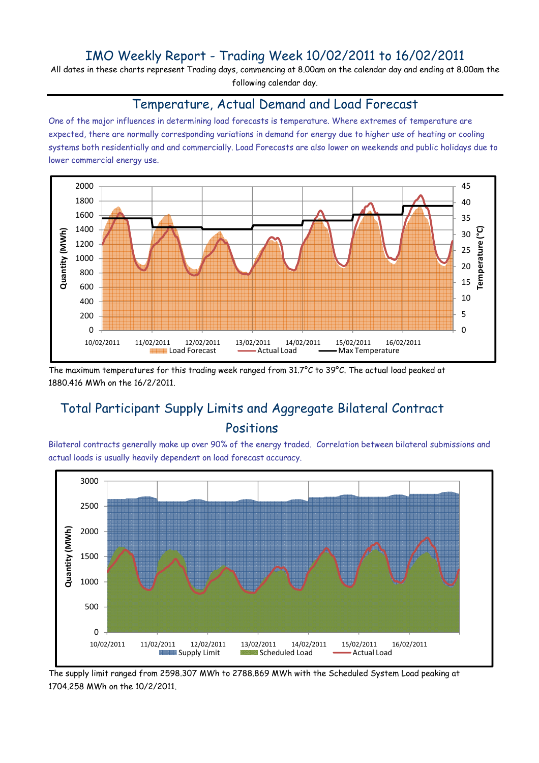# IMO Weekly Report - Trading Week 10/02/2011 to 16/02/2011

All dates in these charts represent Trading days, commencing at 8.00am on the calendar day and ending at 8.00am the following calendar day.

## Temperature, Actual Demand and Load Forecast

One of the major influences in determining load forecasts is temperature. Where extremes of temperature are expected, there are normally corresponding variations in demand for energy due to higher use of heating or cooling systems both residentially and and commercially. Load Forecasts are also lower on weekends and public holidays due to lower commercial energy use.

The maximum temperatures for this trading week ranged from 31.7°C to 39°C. The actual load peaked at 1880.416 MWh on the 16/2/2011.

## Total Participant Supply Limits and Aggregate Bilateral Contract Positions

Bilateral contracts generally make up over 90% of the energy traded. Correlation between bilateral submissions and actual loads is usually heavily dependent on load forecast accuracy.

The supply limit ranged from 2598.307 MWh to 2788.869 MWh with the Scheduled System Load peaking at 1704.258 MWh on the 10/2/2011.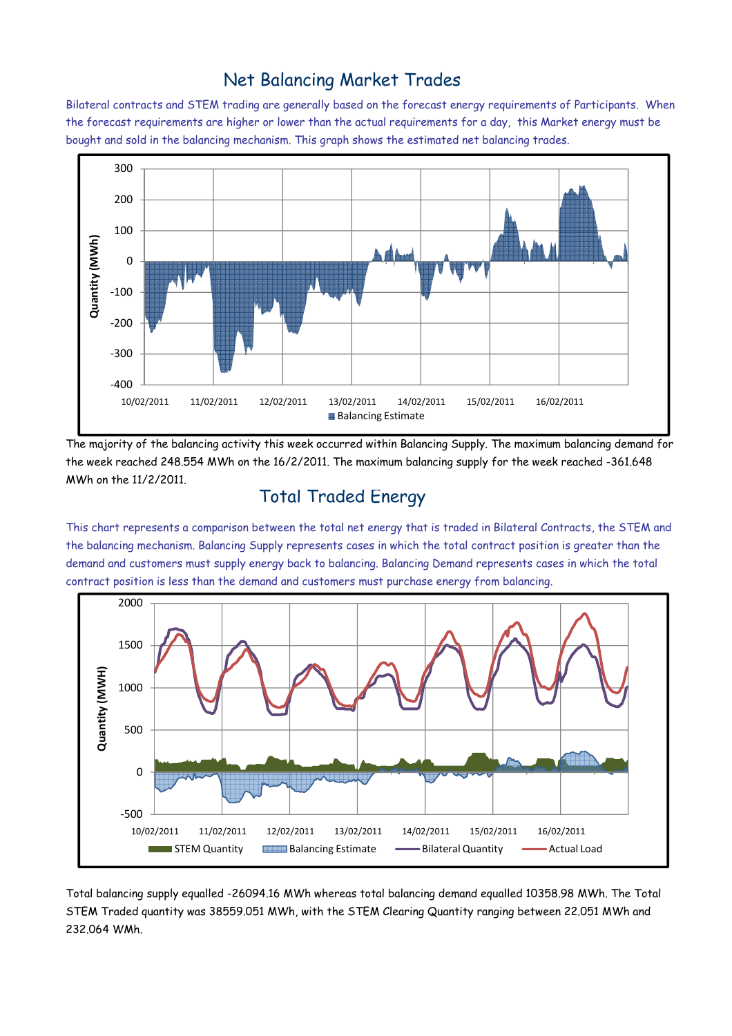## Net Balancing Market Trades

Bilateral contracts and STEM trading are generally based on the forecast energy requirements of Participants. When the forecast requirements are higher or lower than the actual requirements for a day, this Market energy must be bought and sold in the balancing mechanism. This graph shows the estimated net balancing trades.

The majority of the balancing activity this week occurred within Balancing Supply. The maximum balancing demand for the week reached 248.554 MWh on the 16/2/2011. The maximum balancing supply for the week reached -361.648 MWh on the 11/2/2011.

## Total Traded Energy

This chart represents a comparison between the total net energy that is traded in Bilateral Contracts, the STEM and the balancing mechanism. Balancing Supply represents cases in which the total contract position is greater than the demand and customers must supply energy back to balancing. Balancing Demand represents cases in which the total contract position is less than the demand and customers must purchase energy from balancing.

Total balancing supply equalled -26094.16 MWh whereas total balancing demand equalled 10358.98 MWh. The Total STEM Traded quantity was 38559.051 MWh, with the STEM Clearing Quantity ranging between 22.051 MWh and 232.064 WMh.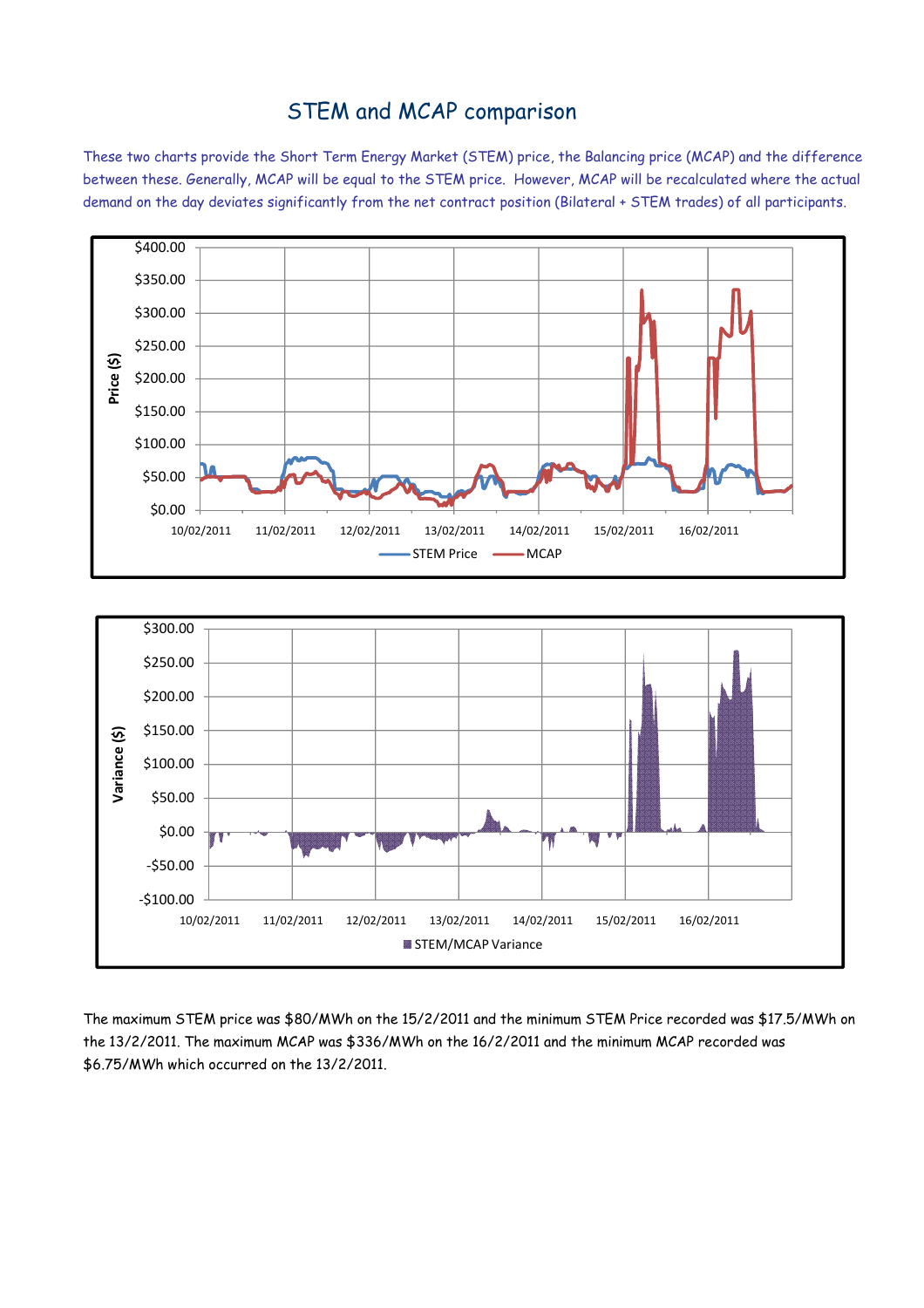# STEM and MCAP comparison

These two charts provide the Short Term Energy Market (STEM) price, the Balancing price (MCAP) and the difference between these. Generally, MCAP will be equal to the STEM price. However, MCAP will be recalculated where the actual demand on the day deviates significantly from the net contract position (Bilateral + STEM trades) of all participants.

Price ($)

$400.00
$350.00
$300.00
$250.00
$200.00
$150.00
$100.00
$50.00
$0.00

10/02/2011 11/02/2011 12/02/2011 13/02/2011 14/02/2011 15/02/2011 16/02/2011

STEM Price MCAP

Variance ($)

$300.00
$250.00
$200.00
$150.00
$100.00
$50.00
$0.00
-$50.00
-$100.00

10/02/2011 11/02/2011 12/02/2011 13/02/2011 14/02/2011 15/02/2011 16/02/2011

STEM/MCAP Variance

The maximum STEM price was $80/MWh on the 15/2/2011 and the minimum STEM Price recorded was $17.5/MWh on the 13/2/2011. The maximum MCAP was $336/MWh on the 16/2/2011 and the minimum MCAP recorded was $6.75/MWh which occurred on the 13/2/2011.